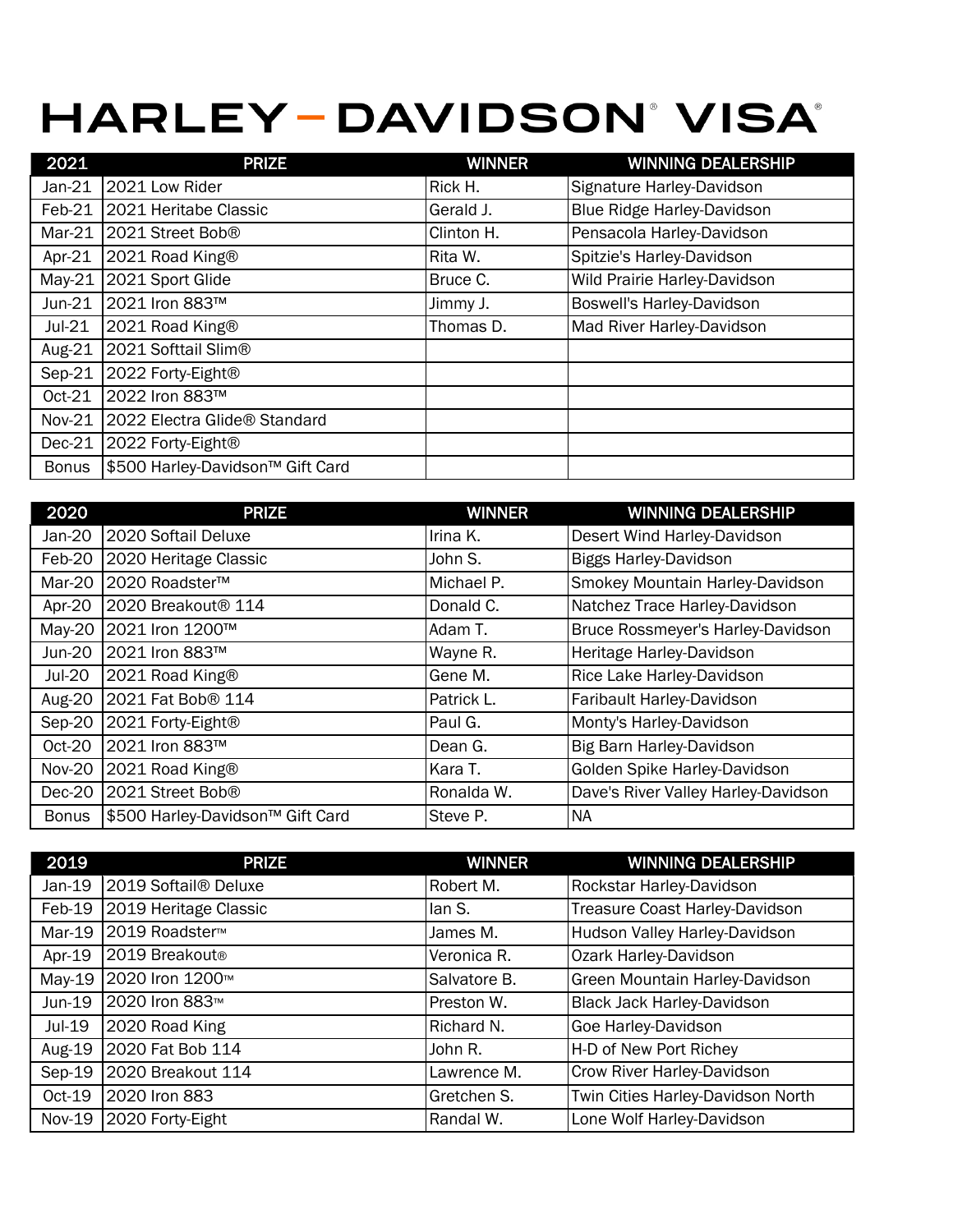# HARLEY-DAVIDSON® VISA®

| 2021 | PRIZE | WINNER | WINNING DEALERSHIP |
|---|---|---|---|
| Jan-21 | 2021 Low Rider | Rick H. | Signature Harley-Davidson |
| Feb-21 | 2021 Heritabe Classic | Gerald J. | Blue Ridge Harley-Davidson |
| Mar-21 | 2021 Street Bob® | Clinton H. | Pensacola Harley-Davidson |
| Apr-21 | 2021 Road King® | Rita W. | Spitzie's Harley-Davidson |
| May-21 | 2021 Sport Glide | Bruce C. | Wild Prairie Harley-Davidson |
| Jun-21 | 2021 Iron 883™ | Jimmy J. | Boswell's Harley-Davidson |
| Jul-21 | 2021 Road King® | Thomas D. | Mad River Harley-Davidson |
| Aug-21 | 2021 Softtail Slim® | | |
| Sep-21 | 2022 Forty-Eight® | | |
| Oct-21 | 2022 Iron 883™ | | |
| Nov-21 | 2022 Electra Glide® Standard | | |
| Dec-21 | 2022 Forty-Eight® | | |
| Bonus | $500 Harley-Davidson™ Gift Card | | |

| 2020 | PRIZE | WINNER | WINNING DEALERSHIP |
|---|---|---|---|
| Jan-20 | 2020 Softail Deluxe | Irina K. | Desert Wind Harley-Davidson |
| Feb-20 | 2020 Heritage Classic | John S. | Biggs Harley-Davidson |
| Mar-20 | 2020 Roadster™ | Michael P. | Smokey Mountain Harley-Davidson |
| Apr-20 | 2020 Breakout® 114 | Donald C. | Natchez Trace Harley-Davidson |
| May-20 | 2021 Iron 1200™ | Adam T. | Bruce Rossmeyer's Harley-Davidson |
| Jun-20 | 2021 Iron 883™ | Wayne R. | Heritage Harley-Davidson |
| Jul-20 | 2021 Road King® | Gene M. | Rice Lake Harley-Davidson |
| Aug-20 | 2021 Fat Bob® 114 | Patrick L. | Faribault Harley-Davidson |
| Sep-20 | 2021 Forty-Eight® | Paul G. | Monty's Harley-Davidson |
| Oct-20 | 2021 Iron 883™ | Dean G. | Big Barn Harley-Davidson |
| Nov-20 | 2021 Road King® | Kara T. | Golden Spike Harley-Davidson |
| Dec-20 | 2021 Street Bob® | Ronalda W. | Dave's River Valley Harley-Davidson |
| Bonus | $500 Harley-Davidson™ Gift Card | Steve P. | NA |

| 2019 | PRIZE | WINNER | WINNING DEALERSHIP |
|---|---|---|---|
| Jan-19 | 2019 Softail® Deluxe | Robert M. | Rockstar Harley-Davidson |
| Feb-19 | 2019 Heritage Classic | Ian S. | Treasure Coast Harley-Davidson |
| Mar-19 | 2019 Roadster™ | James M. | Hudson Valley Harley-Davidson |
| Apr-19 | 2019 Breakout® | Veronica R. | Ozark Harley-Davidson |
| May-19 | 2020 Iron 1200™ | Salvatore B. | Green Mountain Harley-Davidson |
| Jun-19 | 2020 Iron 883™ | Preston W. | Black Jack Harley-Davidson |
| Jul-19 | 2020 Road King | Richard N. | Goe Harley-Davidson |
| Aug-19 | 2020 Fat Bob 114 | John R. | H-D of New Port Richey |
| Sep-19 | 2020 Breakout 114 | Lawrence M. | Crow River Harley-Davidson |
| Oct-19 | 2020 Iron 883 | Gretchen S. | Twin Cities Harley-Davidson North |
| Nov-19 | 2020 Forty-Eight | Randal W. | Lone Wolf Harley-Davidson |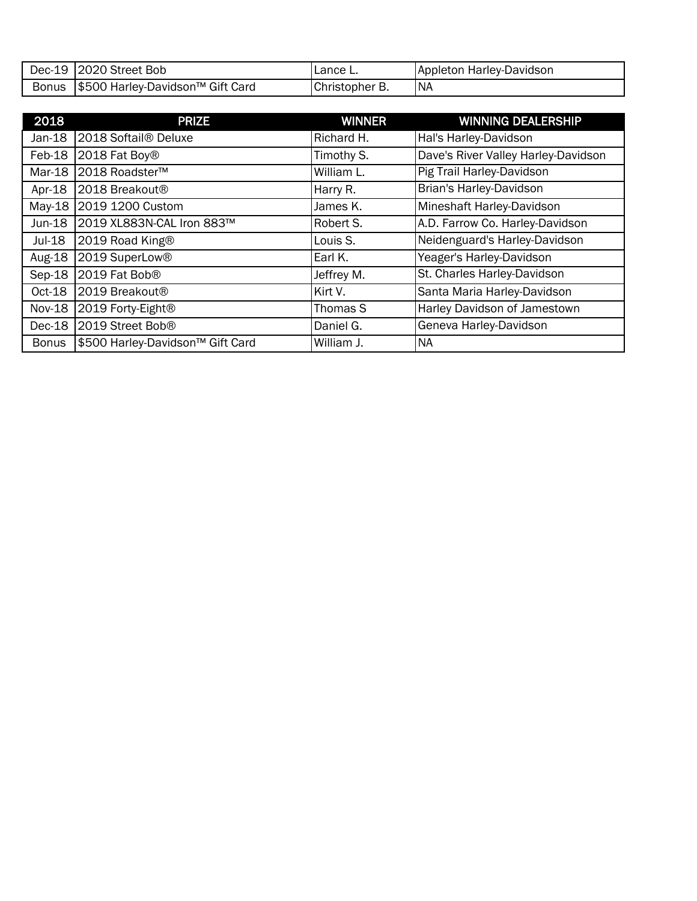| | | | |
|---|---|---|---|
| Dec-19 | 2020 Street Bob | Lance L. | Appleton Harley-Davidson |
| Bonus | $500 Harley-Davidson™ Gift Card | Christopher B. | NA |

| 2018 | PRIZE | WINNER | WINNING DEALERSHIP |
|---|---|---|---|
| Jan-18 | 2018 Softail® Deluxe | Richard H. | Hal's Harley-Davidson |
| Feb-18 | 2018 Fat Boy® | Timothy S. | Dave's River Valley Harley-Davidson |
| Mar-18 | 2018 Roadster™ | William L. | Pig Trail Harley-Davidson |
| Apr-18 | 2018 Breakout® | Harry R. | Brian's Harley-Davidson |
| May-18 | 2019 1200 Custom | James K. | Mineshaft Harley-Davidson |
| Jun-18 | 2019 XL883N-CAL Iron 883™ | Robert S. | A.D. Farrow Co. Harley-Davidson |
| Jul-18 | 2019 Road King® | Louis S. | Neidenguard's Harley-Davidson |
| Aug-18 | 2019 SuperLow® | Earl K. | Yeager's Harley-Davidson |
| Sep-18 | 2019 Fat Bob® | Jeffrey M. | St. Charles Harley-Davidson |
| Oct-18 | 2019 Breakout® | Kirt V. | Santa Maria Harley-Davidson |
| Nov-18 | 2019 Forty-Eight® | Thomas S | Harley Davidson of Jamestown |
| Dec-18 | 2019 Street Bob® | Daniel G. | Geneva Harley-Davidson |
| Bonus | $500 Harley-Davidson™ Gift Card | William J. | NA |